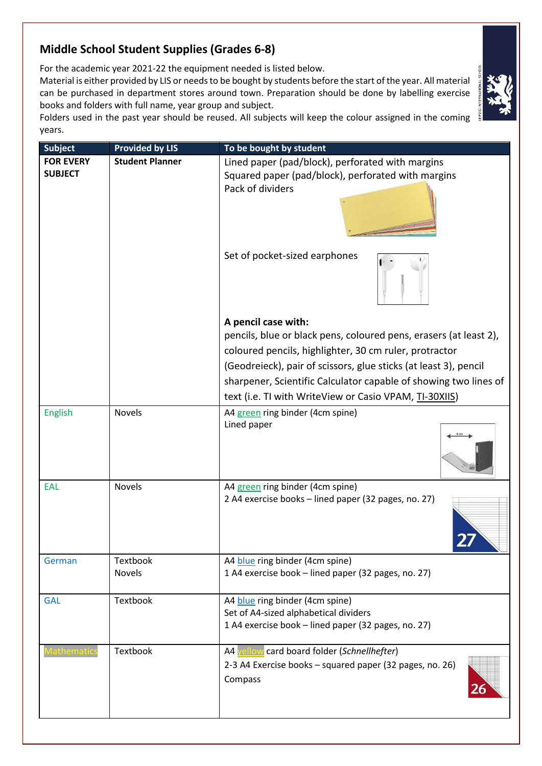## Middle School Student Supplies (Grades 6-8)

For the academic year 2021-22 the equipment needed is listed below.
Material is either provided by LIS or needs to be bought by students before the start of the year. All material can be purchased in department stores around town. Preparation should be done by labelling exercise books and folders with full name, year group and subject.
Folders used in the past year should be reused. All subjects will keep the colour assigned in the coming years.

| Subject | Provided by LIS | To be bought by student |
|---|---|---|
| **FOR EVERY SUBJECT** | **Student Planner** | Lined paper (pad/block), perforated with margins<br>Squared paper (pad/block), perforated with margins<br>Pack of dividers<br><br>Set of pocket-sized earphones<br><br>**A pencil case with:**<br>pencils, blue or black pens, coloured pens, erasers (at least 2), coloured pencils, highlighter, 30 cm ruler, protractor (Geodreieck), pair of scissors, glue sticks (at least 3), pencil sharpener, Scientific Calculator capable of showing two lines of text (i.e. TI with WriteView or Casio VPAM, TI-30XIIS) |
| English | Novels | A4 green ring binder (4cm spine)<br>Lined paper |
| EAL | Novels | A4 green ring binder (4cm spine)<br>2 A4 exercise books – lined paper (32 pages, no. 27) |
| German | Textbook<br>Novels | A4 blue ring binder (4cm spine)<br>1 A4 exercise book – lined paper (32 pages, no. 27) |
| GAL | Textbook | A4 blue ring binder (4cm spine)<br>Set of A4-sized alphabetical dividers<br>1 A4 exercise book – lined paper (32 pages, no. 27) |
| Mathematics | Textbook | A4 yellow card board folder (*Schnellhefter*)<br>2-3 A4 Exercise books – squared paper (32 pages, no. 26)<br>Compass |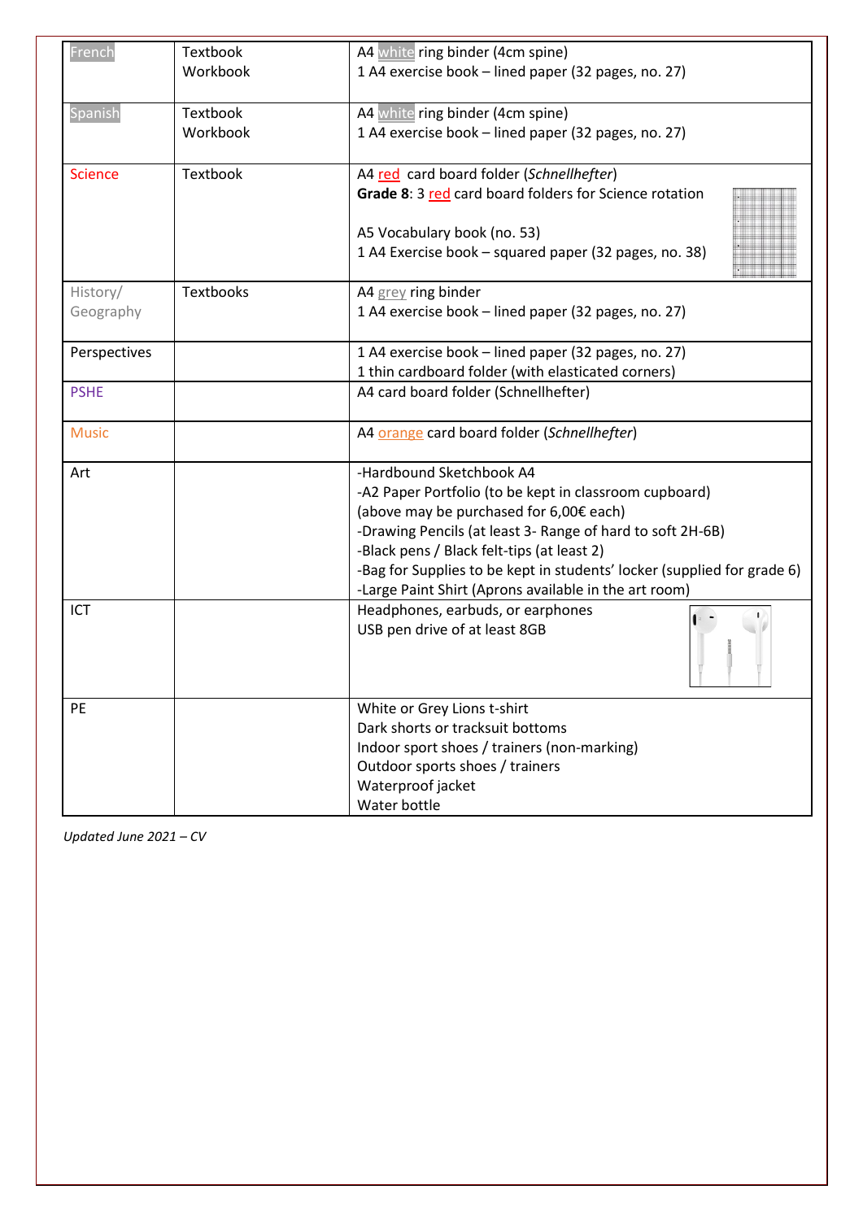| | | |
|---|---|---|
| French | Textbook<br>Workbook | A4 white ring binder (4cm spine)<br>1 A4 exercise book – lined paper (32 pages, no. 27) |
| Spanish | Textbook<br>Workbook | A4 white ring binder (4cm spine)<br>1 A4 exercise book – lined paper (32 pages, no. 27) |
| Science | Textbook | A4 red card board folder (*Schnellhefter*)<br>**Grade 8**: 3 red card board folders for Science rotation<br><br>A5 Vocabulary book (no. 53)<br>1 A4 Exercise book – squared paper (32 pages, no. 38) |
| History/<br>Geography | Textbooks | A4 grey ring binder<br>1 A4 exercise book – lined paper (32 pages, no. 27) |
| Perspectives | | 1 A4 exercise book – lined paper (32 pages, no. 27)<br>1 thin cardboard folder (with elasticated corners) |
| PSHE | | A4 card board folder (Schnellhefter) |
| Music | | A4 orange card board folder (*Schnellhefter*) |
| Art | | -Hardbound Sketchbook A4<br>-A2 Paper Portfolio (to be kept in classroom cupboard)<br>(above may be purchased for 6,00€ each)<br>-Drawing Pencils (at least 3- Range of hard to soft 2H-6B)<br>-Black pens / Black felt-tips (at least 2)<br>-Bag for Supplies to be kept in students' locker (supplied for grade 6)<br>-Large Paint Shirt (Aprons available in the art room) |
| ICT | | Headphones, earbuds, or earphones<br>USB pen drive of at least 8GB |
| PE | | White or Grey Lions t-shirt<br>Dark shorts or tracksuit bottoms<br>Indoor sport shoes / trainers (non-marking)<br>Outdoor sports shoes / trainers<br>Waterproof jacket<br>Water bottle |

*Updated June 2021 – CV*